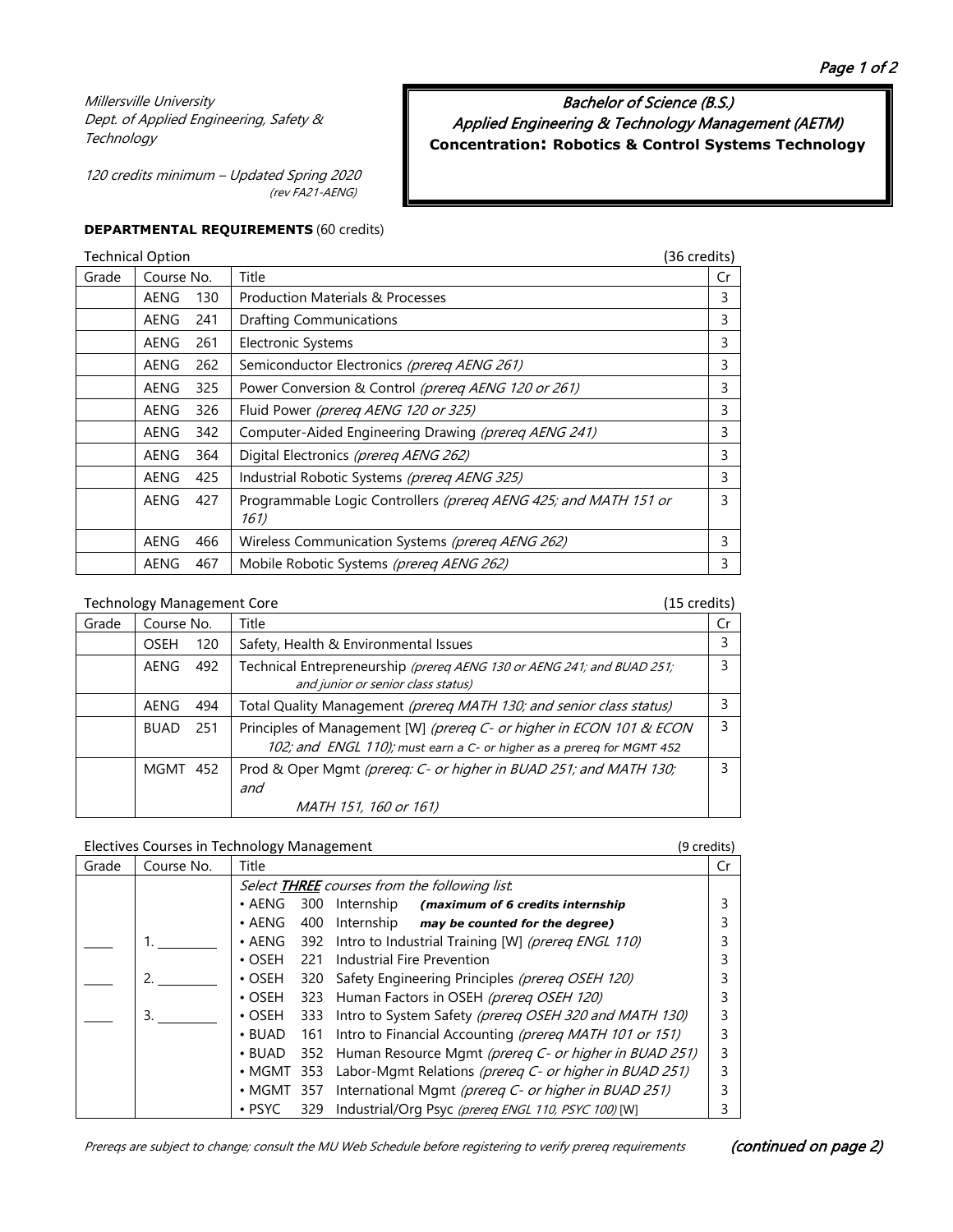*Millersville University*
*Dept. of Applied Engineering, Safety & Technology*

*120 credits minimum – Updated Spring 2020*
*(rev FA21-AENG)*

# *Bachelor of Science (B.S.)*
## *Applied Engineering & Technology Management (AETM)*
### Concentration: Robotics & Control Systems Technology

**DEPARTMENTAL REQUIREMENTS** (60 credits)

Technical Option (36 credits)

| Grade | Course No. | Title | Cr |
|---|---|---|---|
| | AENG 130 | Production Materials & Processes | 3 |
| | AENG 241 | Drafting Communications | 3 |
| | AENG 261 | Electronic Systems | 3 |
| | AENG 262 | Semiconductor Electronics *(prereq AENG 261)* | 3 |
| | AENG 325 | Power Conversion & Control *(prereq AENG 120 or 261)* | 3 |
| | AENG 326 | Fluid Power *(prereq AENG 120 or 325)* | 3 |
| | AENG 342 | Computer-Aided Engineering Drawing *(prereq AENG 241)* | 3 |
| | AENG 364 | Digital Electronics *(prereq AENG 262)* | 3 |
| | AENG 425 | Industrial Robotic Systems *(prereq AENG 325)* | 3 |
| | AENG 427 | Programmable Logic Controllers *(prereq AENG 425; and MATH 151 or 161)* | 3 |
| | AENG 466 | Wireless Communication Systems *(prereq AENG 262)* | 3 |
| | AENG 467 | Mobile Robotic Systems *(prereq AENG 262)* | 3 |

Technology Management Core (15 credits)

| Grade | Course No. | Title | Cr |
|---|---|---|---|
| | OSEH 120 | Safety, Health & Environmental Issues | 3 |
| | AENG 492 | Technical Entrepreneurship *(prereq AENG 130 or AENG 241; and BUAD 251; and junior or senior class status)* | 3 |
| | AENG 494 | Total Quality Management *(prereq MATH 130; and senior class status)* | 3 |
| | BUAD 251 | Principles of Management [W] *(prereq C- or higher in ECON 101 & ECON 102; and ENGL 110)*; must earn a C- or higher as a prereq for MGMT 452 | 3 |
| | MGMT 452 | Prod & Oper Mgmt *(prereq: C- or higher in BUAD 251; and MATH 130; and MATH 151, 160 or 161)* | 3 |

Electives Courses in Technology Management (9 credits)

| Grade | Course No. | Title | Cr |
|---|---|---|---|
| | | *Select **THREE** courses from the following list:* | |
| | | • AENG 300 Internship ***(maximum of 6 credits internship*** | 3 |
| | | • AENG 400 Internship ***may be counted for the degree)*** | 3 |
| ____ | 1. ________ | • AENG 392 Intro to Industrial Training [W] *(prereq ENGL 110)* | 3 |
| | | • OSEH 221 Industrial Fire Prevention | 3 |
| ____ | 2. ________ | • OSEH 320 Safety Engineering Principles *(prereq OSEH 120)* | 3 |
| | | • OSEH 323 Human Factors in OSEH *(prereq OSEH 120)* | 3 |
| ____ | 3. ________ | • OSEH 333 Intro to System Safety *(prereq OSEH 320 and MATH 130)* | 3 |
| | | • BUAD 161 Intro to Financial Accounting *(prereq MATH 101 or 151)* | 3 |
| | | • BUAD 352 Human Resource Mgmt *(prereq C- or higher in BUAD 251)* | 3 |
| | | • MGMT 353 Labor-Mgmt Relations *(prereq C- or higher in BUAD 251)* | 3 |
| | | • MGMT 357 International Mgmt *(prereq C- or higher in BUAD 251)* | 3 |
| | | • PSYC 329 Industrial/Org Psyc *(prereq ENGL 110, PSYC 100)* [W] | 3 |

*Prereqs are subject to change; consult the MU Web Schedule before registering to verify prereq requirements*

***(continued on page 2)***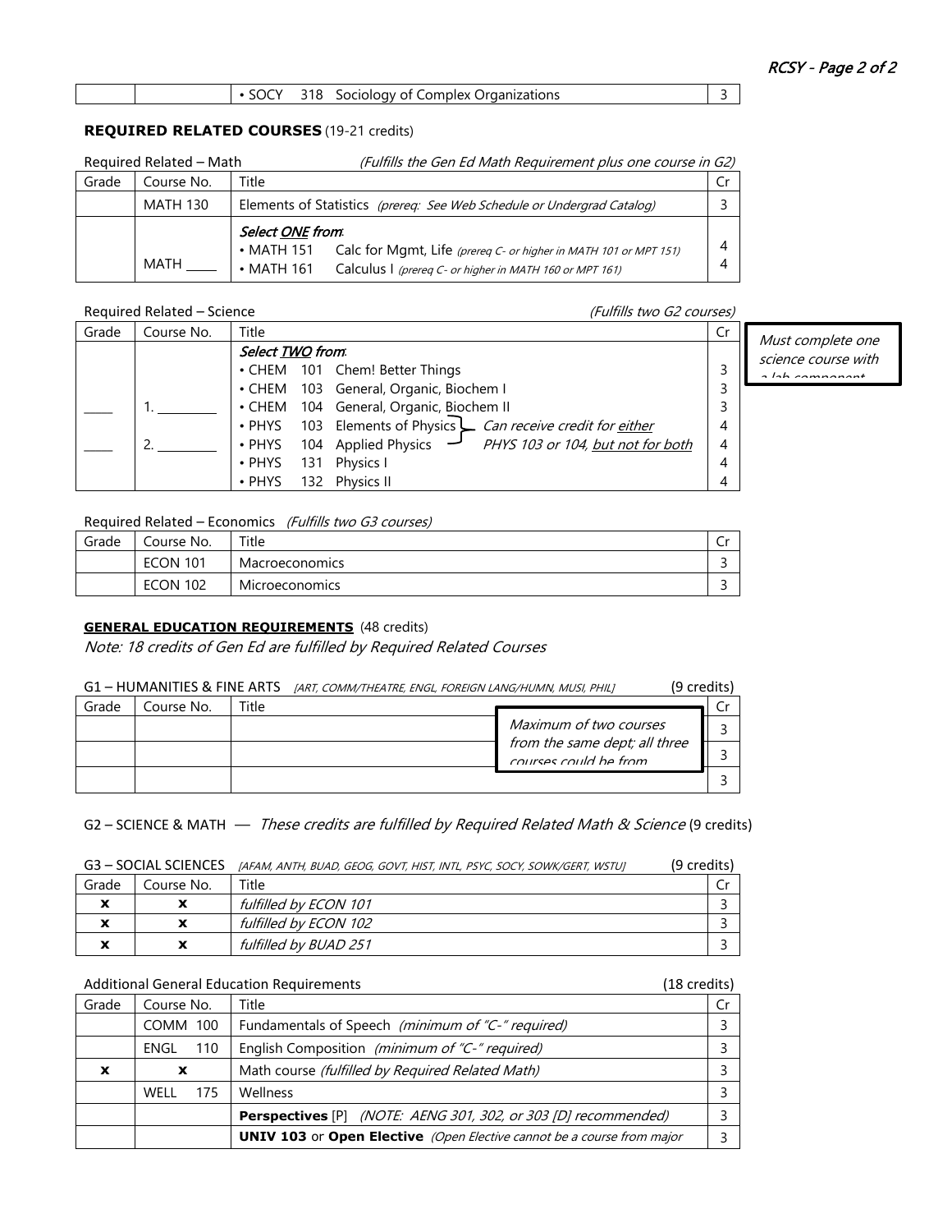| | | | |
|---|---|---|---|
| | | • SOCY 318 Sociology of Complex Organizations | 3 |

**REQUIRED RELATED COURSES** (19-21 credits)

Required Related – Math *(Fulfills the Gen Ed Math Requirement plus one course in G2)*

| Grade | Course No. | Title | Cr |
|---|---|---|---|
| | MATH 130 | Elements of Statistics *(prereq: See Web Schedule or Undergrad Catalog)* | 3 |
| | MATH ____ | ***Select ONE from:*** <br> • MATH 151 Calc for Mgmt, Life *(prereq C- or higher in MATH 101 or MPT 151)* <br> • MATH 161 Calculus I *(prereq C- or higher in MATH 160 or MPT 161)* | <br> 4 <br> 4 |

Required Related – Science *(Fulfills two G2 courses)*

| Grade | Course No. | Title | Cr |
|---|---|---|---|
| ____ <br> ____ | 1. ________ <br> 2. ________ | ***Select TWO from:*** <br> • CHEM 101 Chem! Better Things <br> • CHEM 103 General, Organic, Biochem I <br> • CHEM 104 General, Organic, Biochem II <br> • PHYS 103 Elements of Physics <br> • PHYS 104 Applied Physics <br> *Can receive credit for either PHYS 103 or 104, but not for both* <br> • PHYS 131 Physics I <br> • PHYS 132 Physics II | <br> 3 <br> 3 <br> 3 <br> 4 <br> 4 <br> <br> 4 <br> 4 |

*Must complete one science course with a lab component*

Required Related – Economics *(Fulfills two G3 courses)*

| Grade | Course No. | Title | Cr |
|---|---|---|---|
| | ECON 101 | Macroeconomics | 3 |
| | ECON 102 | Microeconomics | 3 |

**GENERAL EDUCATION REQUIREMENTS** (48 credits)

*Note: 18 credits of Gen Ed are fulfilled by Required Related Courses*

G1 – HUMANITIES & FINE ARTS *[ART, COMM/THEATRE, ENGL, FOREIGN LANG/HUMN, MUSI, PHIL]* (9 credits)

| Grade | Course No. | Title | Cr |
|---|---|---|---|
| | | | 3 |
| | | | 3 |
| | | | 3 |

*Maximum of two courses from the same dept; all three courses could be from*

G2 – SCIENCE & MATH — *These credits are fulfilled by Required Related Math & Science* (9 credits)

G3 – SOCIAL SCIENCES *[AFAM, ANTH, BUAD, GEOG, GOVT, HIST, INTL, PSYC, SOCY, SOWK/GERT, WSTU]* (9 credits)

| Grade | Course No. | Title | Cr |
|---|---|---|---|
| **x** | **x** | *fulfilled by ECON 101* | 3 |
| **x** | **x** | *fulfilled by ECON 102* | 3 |
| **x** | **x** | *fulfilled by BUAD 251* | 3 |

Additional General Education Requirements (18 credits)

| Grade | Course No. | Title | Cr |
|---|---|---|---|
| | COMM 100 | Fundamentals of Speech *(minimum of "C-" required)* | 3 |
| | ENGL 110 | English Composition *(minimum of "C-" required)* | 3 |
| **x** | **x** | Math course *(fulfilled by Required Related Math)* | 3 |
| | WELL 175 | Wellness | 3 |
| | | **Perspectives** [P] *(NOTE: AENG 301, 302, or 303 [D] recommended)* | 3 |
| | | **UNIV 103** or **Open Elective** *(Open Elective cannot be a course from major* | 3 |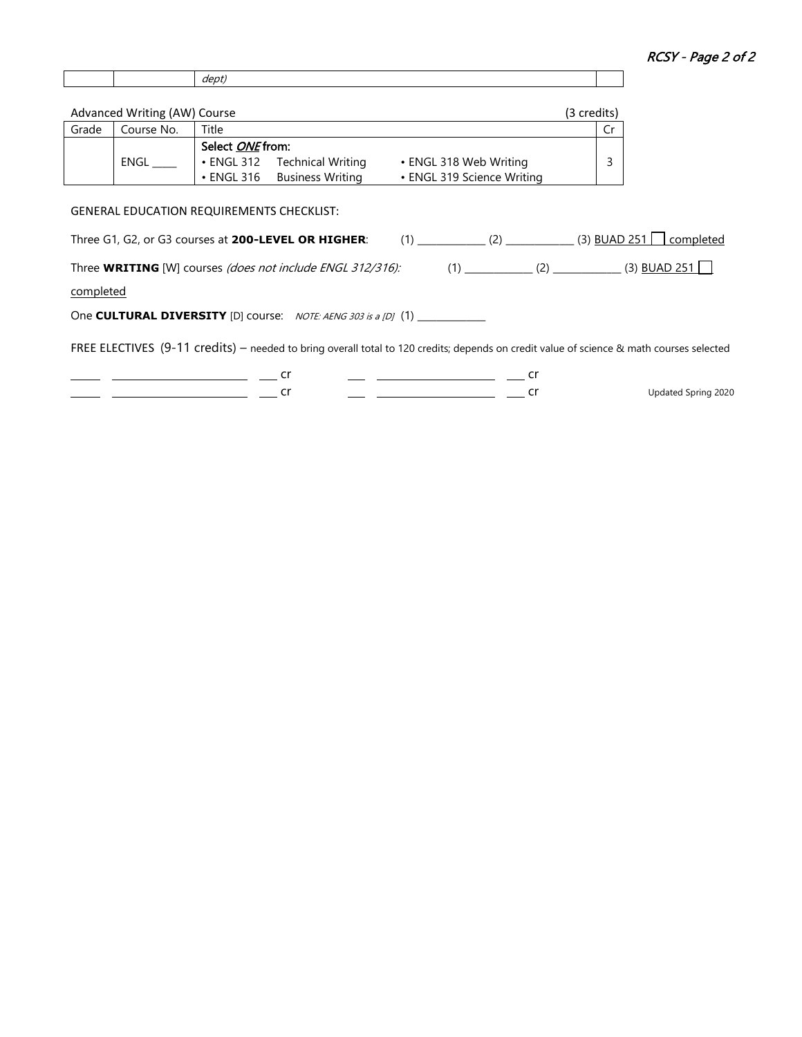| | | | |
|---|---|---|---|
| | | *dept)* | |

Advanced Writing (AW) Course (3 credits)

| Grade | Course No. | Title | Cr |
|---|---|---|---|
| | ENGL ____ | Select ***ONE*** from:<br>• ENGL 312 Technical Writing • ENGL 318 Web Writing<br>• ENGL 316 Business Writing • ENGL 319 Science Writing | 3 |

GENERAL EDUCATION REQUIREMENTS CHECKLIST:

Three G1, G2, or G3 courses at **200-LEVEL OR HIGHER**: (1) ____________ (2) ____________ (3) BUAD 251 ☐ completed

Three **WRITING** [W] courses *(does not include ENGL 312/316):* (1) ____________ (2) ____________ (3) BUAD 251 ☐ completed

One **CULTURAL DIVERSITY** [D] course: *NOTE: AENG 303 is a [D]* (1) ____________

FREE ELECTIVES (9-11 credits) – needed to bring overall total to 120 credits; depends on credit value of science & math courses selected

_____ ______________________ ___ cr ___ ____________________ ___ cr

_____ ______________________ ___ cr ___ ____________________ ___ cr

Updated Spring 2020